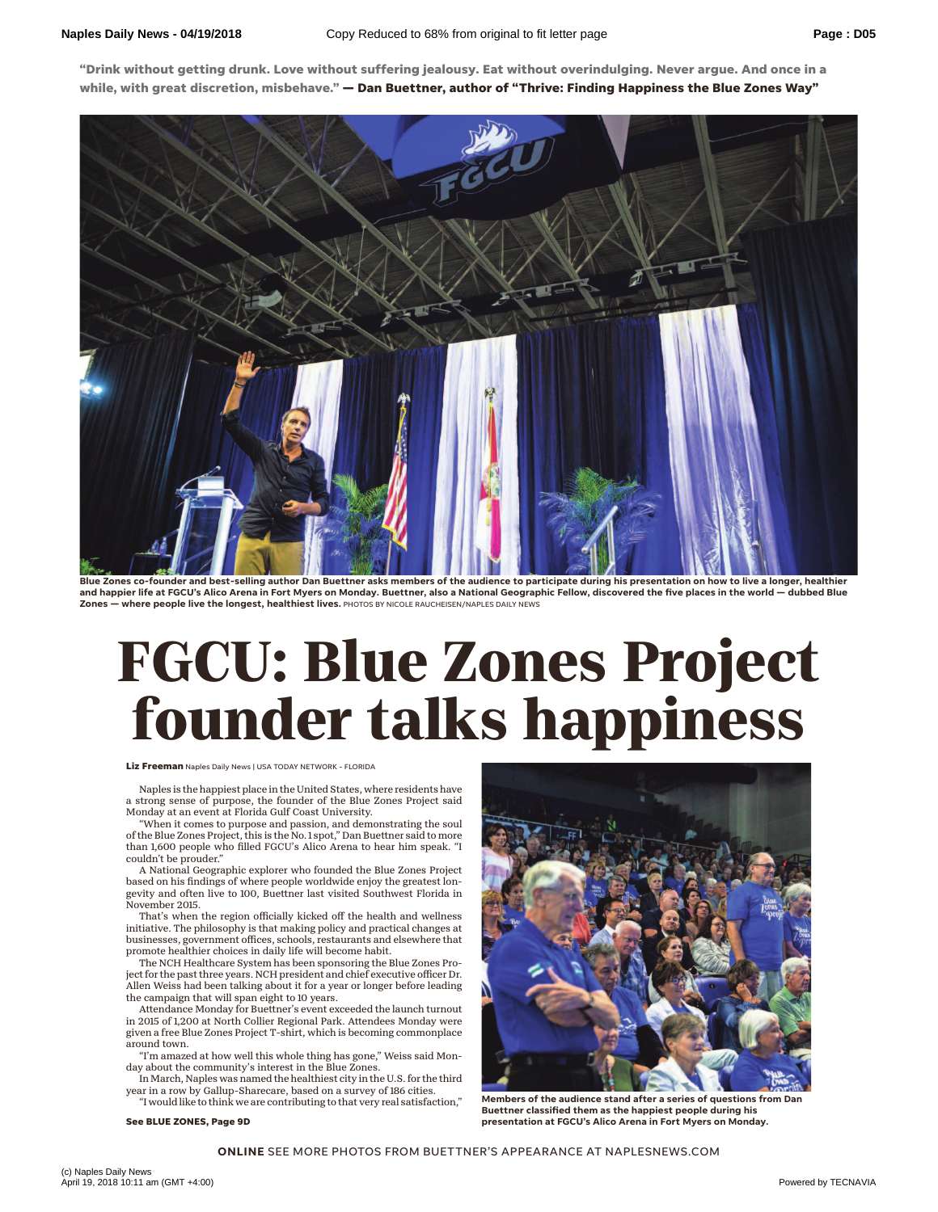**"Drink without getting drunk. Love without suffering jealousy. Eat without overindulging. Never argue. And once in a while, with great discretion, misbehave." — Dan Buettner, author of "Thrive: Finding Happiness the Blue Zones Way"**

**Blue Zones co-founder and best-selling author Dan Buettner asks members of the audience to participate during his presentation on how to live a longer, healthier and happier life at FGCU's Alico Arena in Fort Myers on Monday. Buettner, also a National Geographic Fellow, discovered the five places in the world — dubbed Blue Zones — where people live the longest, healthiest lives.** PHOTOS BY NICOLE RAUCHEISEN/NAPLES DAILY NEWS

# FGCU: Blue Zones Project founder talks happiness

**Liz Freeman** Naples Daily News | USA TODAY NETWORK - FLORIDA

Naples is the happiest place in the United States, where residents have a strong sense of purpose, the founder of the Blue Zones Project said Monday at an event at Florida Gulf Coast University.

"When it comes to purpose and passion, and demonstrating the soul of the Blue Zones Project, this is the No. 1 spot," Dan Buettner said to more than 1,600 people who filled FGCU's Alico Arena to hear him speak. "I couldn't be prouder."

A National Geographic explorer who founded the Blue Zones Project based on his findings of where people worldwide enjoy the greatest longevity and often live to 100, Buettner last visited Southwest Florida in November 2015.

That's when the region officially kicked off the health and wellness initiative. The philosophy is that making policy and practical changes at businesses, government offices, schools, restaurants and elsewhere that promote healthier choices in daily life will become habit.

The NCH Healthcare System has been sponsoring the Blue Zones Project for the past three years. NCH president and chief executive officer Dr. Allen Weiss had been talking about it for a year or longer before leading the campaign that will span eight to 10 years.

Attendance Monday for Buettner's event exceeded the launch turnout in 2015 of 1,200 at North Collier Regional Park. Attendees Monday were given a free Blue Zones Project T-shirt, which is becoming commonplace around town.

"I'm amazed at how well this whole thing has gone," Weiss said Monday about the community's interest in the Blue Zones.

In March, Naples was named the healthiest city in the U.S. for the third year in a row by Gallup-Sharecare, based on a survey of 186 cities.

"I would like to think we are contributing to that very real satisfaction,"

**See BLUE ZONES, Page 9D**

**Members of the audience stand after a series of questions from Dan Buettner classified them as the happiest people during his presentation at FGCU's Alico Arena in Fort Myers on Monday.**

**ONLINE** SEE MORE PHOTOS FROM BUETTNER'S APPEARANCE AT NAPLESNEWS.COM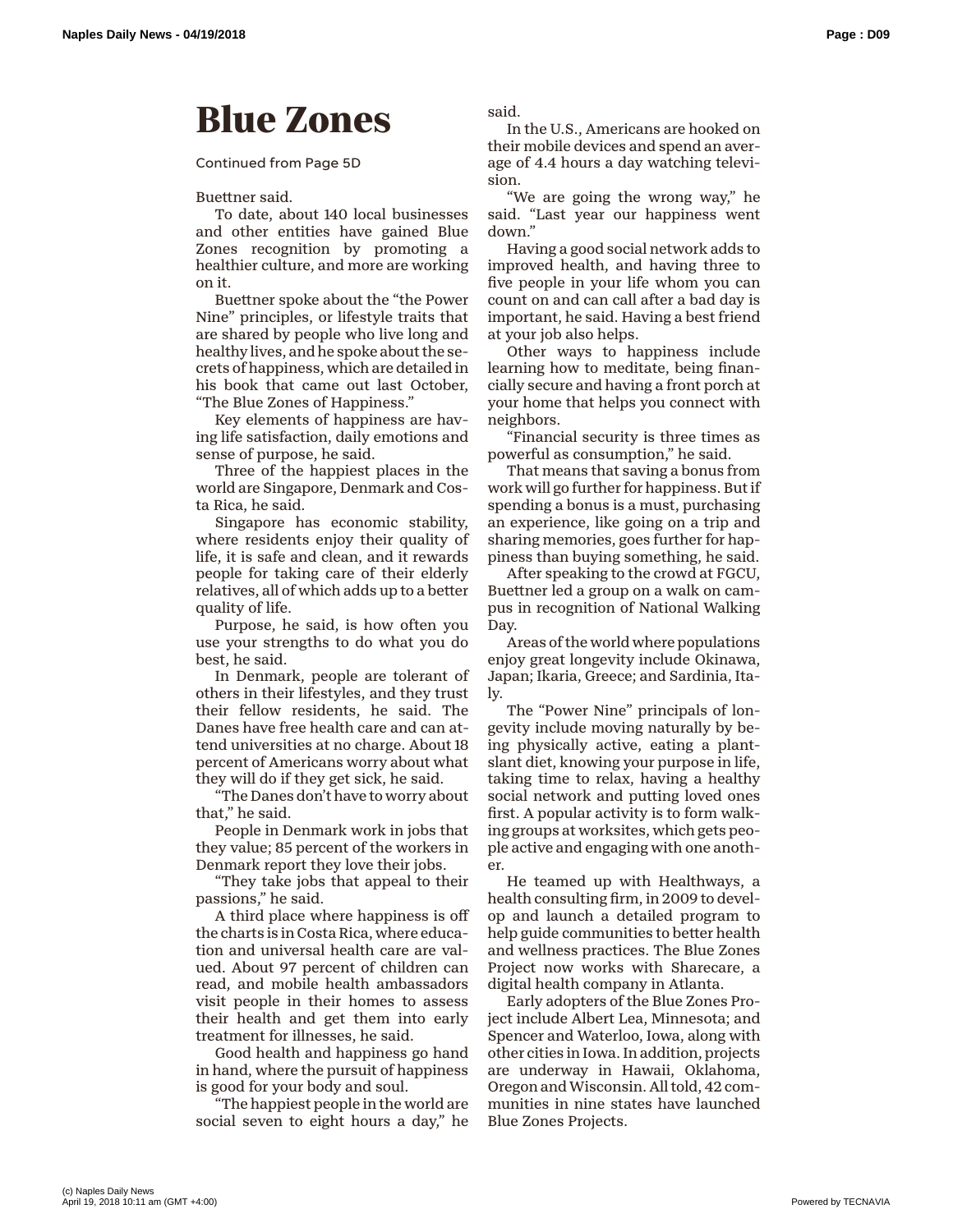# Blue Zones

Continued from Page 5D

Buettner said.

To date, about 140 local businesses and other entities have gained Blue Zones recognition by promoting a healthier culture, and more are working on it.

Buettner spoke about the "the Power Nine" principles, or lifestyle traits that are shared by people who live long and healthy lives, and he spoke about the secrets of happiness, which are detailed in his book that came out last October, "The Blue Zones of Happiness."

Key elements of happiness are having life satisfaction, daily emotions and sense of purpose, he said.

Three of the happiest places in the world are Singapore, Denmark and Costa Rica, he said.

Singapore has economic stability, where residents enjoy their quality of life, it is safe and clean, and it rewards people for taking care of their elderly relatives, all of which adds up to a better quality of life.

Purpose, he said, is how often you use your strengths to do what you do best, he said.

In Denmark, people are tolerant of others in their lifestyles, and they trust their fellow residents, he said. The Danes have free health care and can attend universities at no charge. About 18 percent of Americans worry about what they will do if they get sick, he said.

"The Danes don't have to worry about that," he said.

People in Denmark work in jobs that they value; 85 percent of the workers in Denmark report they love their jobs.

"They take jobs that appeal to their passions," he said.

A third place where happiness is off the charts is in Costa Rica, where education and universal health care are valued. About 97 percent of children can read, and mobile health ambassadors visit people in their homes to assess their health and get them into early treatment for illnesses, he said.

Good health and happiness go hand in hand, where the pursuit of happiness is good for your body and soul.

"The happiest people in the world are social seven to eight hours a day," he said.

In the U.S., Americans are hooked on their mobile devices and spend an average of 4.4 hours a day watching television.

"We are going the wrong way," he said. "Last year our happiness went down."

Having a good social network adds to improved health, and having three to five people in your life whom you can count on and can call after a bad day is important, he said. Having a best friend at your job also helps.

Other ways to happiness include learning how to meditate, being financially secure and having a front porch at your home that helps you connect with neighbors.

"Financial security is three times as powerful as consumption," he said.

That means that saving a bonus from work will go further for happiness. But if spending a bonus is a must, purchasing an experience, like going on a trip and sharing memories, goes further for happiness than buying something, he said.

After speaking to the crowd at FGCU, Buettner led a group on a walk on campus in recognition of National Walking Day.

Areas of the world where populations enjoy great longevity include Okinawa, Japan; Ikaria, Greece; and Sardinia, Italy.

The "Power Nine" principals of longevity include moving naturally by being physically active, eating a plant-slant diet, knowing your purpose in life, taking time to relax, having a healthy social network and putting loved ones first. A popular activity is to form walking groups at worksites, which gets people active and engaging with one another.

He teamed up with Healthways, a health consulting firm, in 2009 to develop and launch a detailed program to help guide communities to better health and wellness practices. The Blue Zones Project now works with Sharecare, a digital health company in Atlanta.

Early adopters of the Blue Zones Project include Albert Lea, Minnesota; and Spencer and Waterloo, Iowa, along with other cities in Iowa. In addition, projects are underway in Hawaii, Oklahoma, Oregon and Wisconsin. All told, 42 communities in nine states have launched Blue Zones Projects.